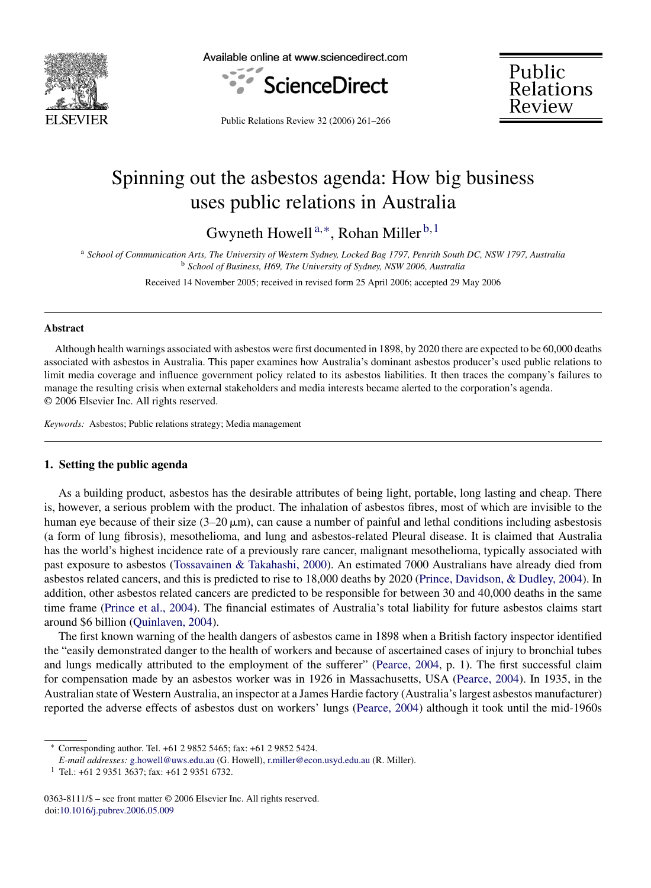# Spinning out the asbestos agenda: How big business uses public relations in Australia

Gwyneth Howell[a,*], Rohan Miller[b,1]

[a] *School of Communication Arts, The University of Western Sydney, Locked Bag 1797, Penrith South DC, NSW 1797, Australia*
[b] *School of Business, H69, The University of Sydney, NSW 2006, Australia*

Received 14 November 2005; received in revised form 25 April 2006; accepted 29 May 2006

## Abstract

Although health warnings associated with asbestos were first documented in 1898, by 2020 there are expected to be 60,000 deaths associated with asbestos in Australia. This paper examines how Australia's dominant asbestos producer's used public relations to limit media coverage and influence government policy related to its asbestos liabilities. It then traces the company's failures to manage the resulting crisis when external stakeholders and media interests became alerted to the corporation's agenda.
© 2006 Elsevier Inc. All rights reserved.

*Keywords:* Asbestos; Public relations strategy; Media management

## 1. Setting the public agenda

As a building product, asbestos has the desirable attributes of being light, portable, long lasting and cheap. There is, however, a serious problem with the product. The inhalation of asbestos fibres, most of which are invisible to the human eye because of their size (3–20 μm), can cause a number of painful and lethal conditions including asbestosis (a form of lung fibrosis), mesothelioma, and lung and asbestos-related Pleural disease. It is claimed that Australia has the world's highest incidence rate of a previously rare cancer, malignant mesothelioma, typically associated with past exposure to asbestos (Tossavainen & Takahashi, 2000). An estimated 7000 Australians have already died from asbestos related cancers, and this is predicted to rise to 18,000 deaths by 2020 (Prince, Davidson, & Dudley, 2004). In addition, other asbestos related cancers are predicted to be responsible for between 30 and 40,000 deaths in the same time frame (Prince et al., 2004). The financial estimates of Australia's total liability for future asbestos claims start around $6 billion (Quinlaven, 2004).

The first known warning of the health dangers of asbestos came in 1898 when a British factory inspector identified the "easily demonstrated danger to the health of workers and because of ascertained cases of injury to bronchial tubes and lungs medically attributed to the employment of the sufferer" (Pearce, 2004, p. 1). The first successful claim for compensation made by an asbestos worker was in 1926 in Massachusetts, USA (Pearce, 2004). In 1935, in the Australian state of Western Australia, an inspector at a James Hardie factory (Australia's largest asbestos manufacturer) reported the adverse effects of asbestos dust on workers' lungs (Pearce, 2004) although it took until the mid-1960s

---

* Corresponding author. Tel. +61 2 9852 5465; fax: +61 2 9852 5424.
*E-mail addresses:* g.howell@uws.edu.au (G. Howell), r.miller@econ.usyd.edu.au (R. Miller).
[1] Tel.: +61 2 9351 3637; fax: +61 2 9351 6732.

0363-8111/$ – see front matter © 2006 Elsevier Inc. All rights reserved.
doi:10.1016/j.pubrev.2006.05.009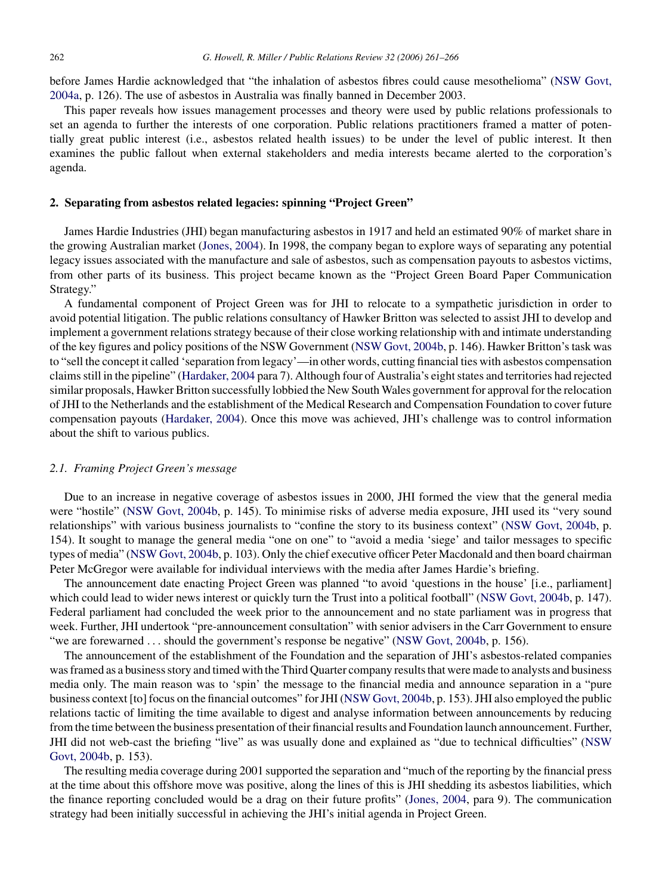before James Hardie acknowledged that "the inhalation of asbestos fibres could cause mesothelioma" (NSW Govt, 2004a, p. 126). The use of asbestos in Australia was finally banned in December 2003.

This paper reveals how issues management processes and theory were used by public relations professionals to set an agenda to further the interests of one corporation. Public relations practitioners framed a matter of potentially great public interest (i.e., asbestos related health issues) to be under the level of public interest. It then examines the public fallout when external stakeholders and media interests became alerted to the corporation's agenda.

## 2. Separating from asbestos related legacies: spinning "Project Green"

James Hardie Industries (JHI) began manufacturing asbestos in 1917 and held an estimated 90% of market share in the growing Australian market (Jones, 2004). In 1998, the company began to explore ways of separating any potential legacy issues associated with the manufacture and sale of asbestos, such as compensation payouts to asbestos victims, from other parts of its business. This project became known as the "Project Green Board Paper Communication Strategy."

A fundamental component of Project Green was for JHI to relocate to a sympathetic jurisdiction in order to avoid potential litigation. The public relations consultancy of Hawker Britton was selected to assist JHI to develop and implement a government relations strategy because of their close working relationship with and intimate understanding of the key figures and policy positions of the NSW Government (NSW Govt, 2004b, p. 146). Hawker Britton's task was to "sell the concept it called 'separation from legacy'—in other words, cutting financial ties with asbestos compensation claims still in the pipeline" (Hardaker, 2004 para 7). Although four of Australia's eight states and territories had rejected similar proposals, Hawker Britton successfully lobbied the New South Wales government for approval for the relocation of JHI to the Netherlands and the establishment of the Medical Research and Compensation Foundation to cover future compensation payouts (Hardaker, 2004). Once this move was achieved, JHI's challenge was to control information about the shift to various publics.

### 2.1. Framing Project Green's message

Due to an increase in negative coverage of asbestos issues in 2000, JHI formed the view that the general media were "hostile" (NSW Govt, 2004b, p. 145). To minimise risks of adverse media exposure, JHI used its "very sound relationships" with various business journalists to "confine the story to its business context" (NSW Govt, 2004b, p. 154). It sought to manage the general media "one on one" to "avoid a media 'siege' and tailor messages to specific types of media" (NSW Govt, 2004b, p. 103). Only the chief executive officer Peter Macdonald and then board chairman Peter McGregor were available for individual interviews with the media after James Hardie's briefing.

The announcement date enacting Project Green was planned "to avoid 'questions in the house' [i.e., parliament] which could lead to wider news interest or quickly turn the Trust into a political football" (NSW Govt, 2004b, p. 147). Federal parliament had concluded the week prior to the announcement and no state parliament was in progress that week. Further, JHI undertook "pre-announcement consultation" with senior advisers in the Carr Government to ensure "we are forewarned . . . should the government's response be negative" (NSW Govt, 2004b, p. 156).

The announcement of the establishment of the Foundation and the separation of JHI's asbestos-related companies was framed as a business story and timed with the Third Quarter company results that were made to analysts and business media only. The main reason was to 'spin' the message to the financial media and announce separation in a "pure business context [to] focus on the financial outcomes" for JHI (NSW Govt, 2004b, p. 153). JHI also employed the public relations tactic of limiting the time available to digest and analyse information between announcements by reducing from the time between the business presentation of their financial results and Foundation launch announcement. Further, JHI did not web-cast the briefing "live" as was usually done and explained as "due to technical difficulties" (NSW Govt, 2004b, p. 153).

The resulting media coverage during 2001 supported the separation and "much of the reporting by the financial press at the time about this offshore move was positive, along the lines of this is JHI shedding its asbestos liabilities, which the finance reporting concluded would be a drag on their future profits" (Jones, 2004, para 9). The communication strategy had been initially successful in achieving the JHI's initial agenda in Project Green.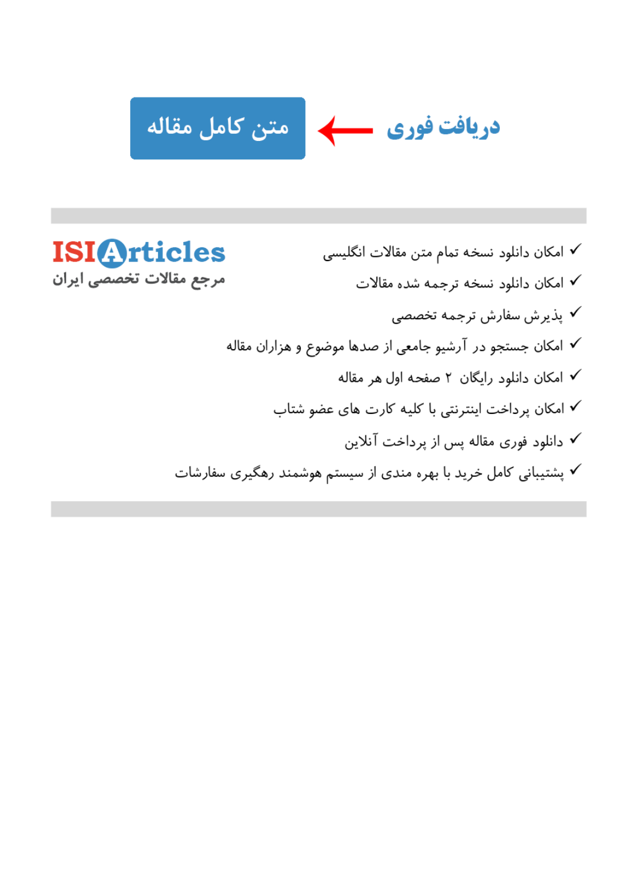متن کامل مقاله ← دریافت فوری

**ISIArticles**

مرجع مقالات تخصصی ایران

- ✓ امکان دانلود نسخه تمام متن مقالات انگلیسی
- ✓ امکان دانلود نسخه ترجمه شده مقالات
- ✓ پذیرش سفارش ترجمه تخصصی
- ✓ امکان جستجو در آرشیو جامعی از صدها موضوع و هزاران مقاله
- ✓ امکان دانلود رایگان ۲ صفحه اول هر مقاله
- ✓ امکان پرداخت اینترنتی با کلیه کارت های عضو شتاب
- ✓ دانلود فوری مقاله پس از پرداخت آنلاین
- ✓ پشتیبانی کامل خرید با بهره مندی از سیستم هوشمند رهگیری سفارشات